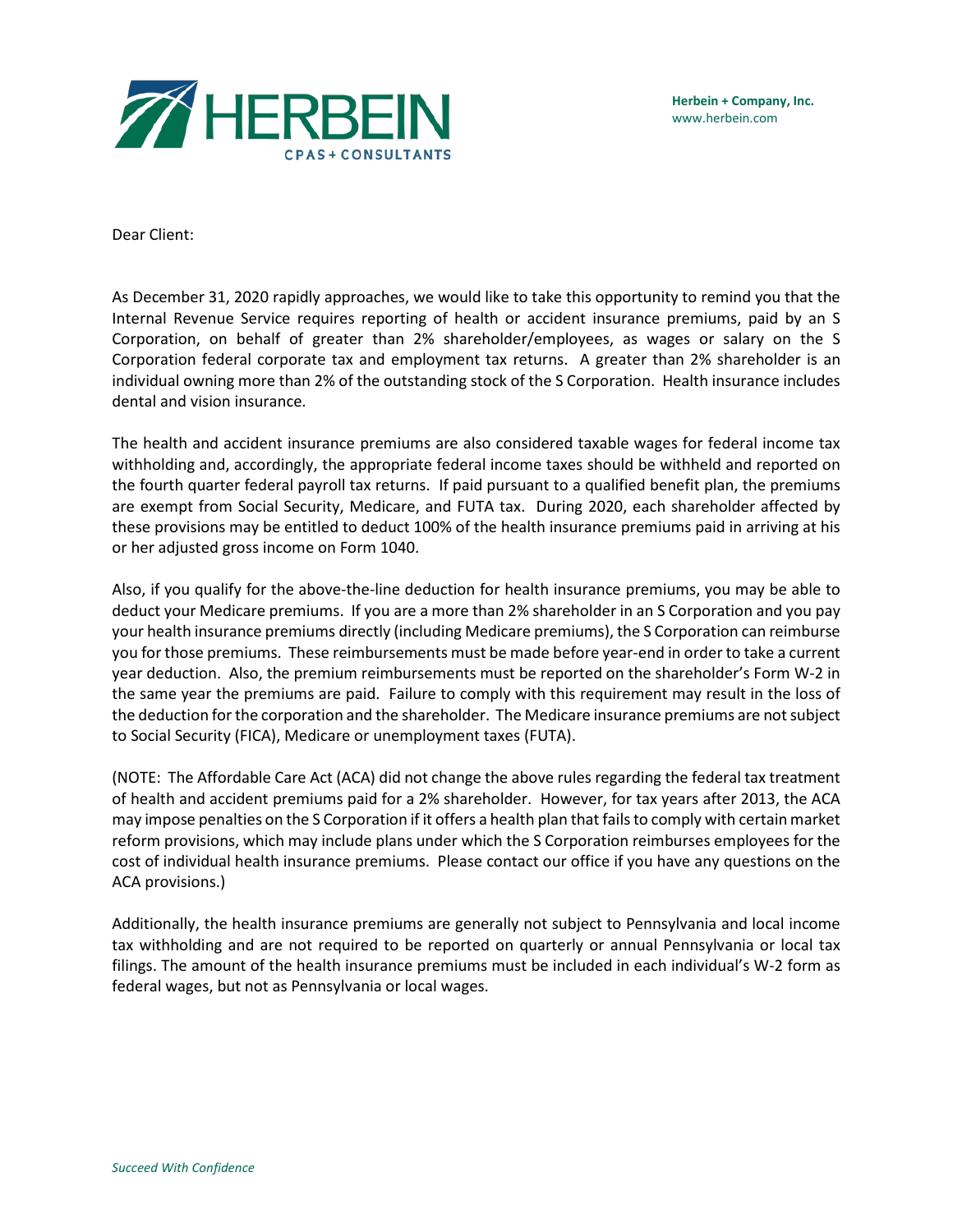**Herbein + Company, Inc.**
www.herbein.com

Dear Client:

As December 31, 2020 rapidly approaches, we would like to take this opportunity to remind you that the Internal Revenue Service requires reporting of health or accident insurance premiums, paid by an S Corporation, on behalf of greater than 2% shareholder/employees, as wages or salary on the S Corporation federal corporate tax and employment tax returns. A greater than 2% shareholder is an individual owning more than 2% of the outstanding stock of the S Corporation. Health insurance includes dental and vision insurance.

The health and accident insurance premiums are also considered taxable wages for federal income tax withholding and, accordingly, the appropriate federal income taxes should be withheld and reported on the fourth quarter federal payroll tax returns. If paid pursuant to a qualified benefit plan, the premiums are exempt from Social Security, Medicare, and FUTA tax. During 2020, each shareholder affected by these provisions may be entitled to deduct 100% of the health insurance premiums paid in arriving at his or her adjusted gross income on Form 1040.

Also, if you qualify for the above-the-line deduction for health insurance premiums, you may be able to deduct your Medicare premiums. If you are a more than 2% shareholder in an S Corporation and you pay your health insurance premiums directly (including Medicare premiums), the S Corporation can reimburse you for those premiums. These reimbursements must be made before year-end in order to take a current year deduction. Also, the premium reimbursements must be reported on the shareholder's Form W-2 in the same year the premiums are paid. Failure to comply with this requirement may result in the loss of the deduction for the corporation and the shareholder. The Medicare insurance premiums are not subject to Social Security (FICA), Medicare or unemployment taxes (FUTA).

(NOTE: The Affordable Care Act (ACA) did not change the above rules regarding the federal tax treatment of health and accident premiums paid for a 2% shareholder. However, for tax years after 2013, the ACA may impose penalties on the S Corporation if it offers a health plan that fails to comply with certain market reform provisions, which may include plans under which the S Corporation reimburses employees for the cost of individual health insurance premiums. Please contact our office if you have any questions on the ACA provisions.)

Additionally, the health insurance premiums are generally not subject to Pennsylvania and local income tax withholding and are not required to be reported on quarterly or annual Pennsylvania or local tax filings. The amount of the health insurance premiums must be included in each individual's W-2 form as federal wages, but not as Pennsylvania or local wages.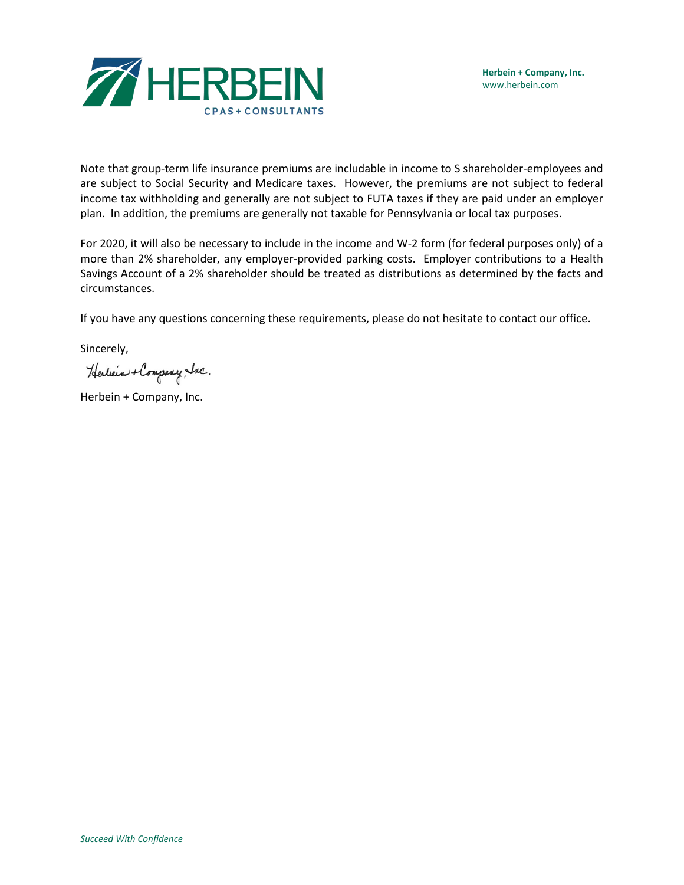Note that group-term life insurance premiums are includable in income to S shareholder-employees and are subject to Social Security and Medicare taxes. However, the premiums are not subject to federal income tax withholding and generally are not subject to FUTA taxes if they are paid under an employer plan. In addition, the premiums are generally not taxable for Pennsylvania or local tax purposes.

For 2020, it will also be necessary to include in the income and W-2 form (for federal purposes only) of a more than 2% shareholder, any employer-provided parking costs. Employer contributions to a Health Savings Account of a 2% shareholder should be treated as distributions as determined by the facts and circumstances.

If you have any questions concerning these requirements, please do not hesitate to contact our office.

Sincerely,

Herbein + Company, Inc.

Herbein + Company, Inc.